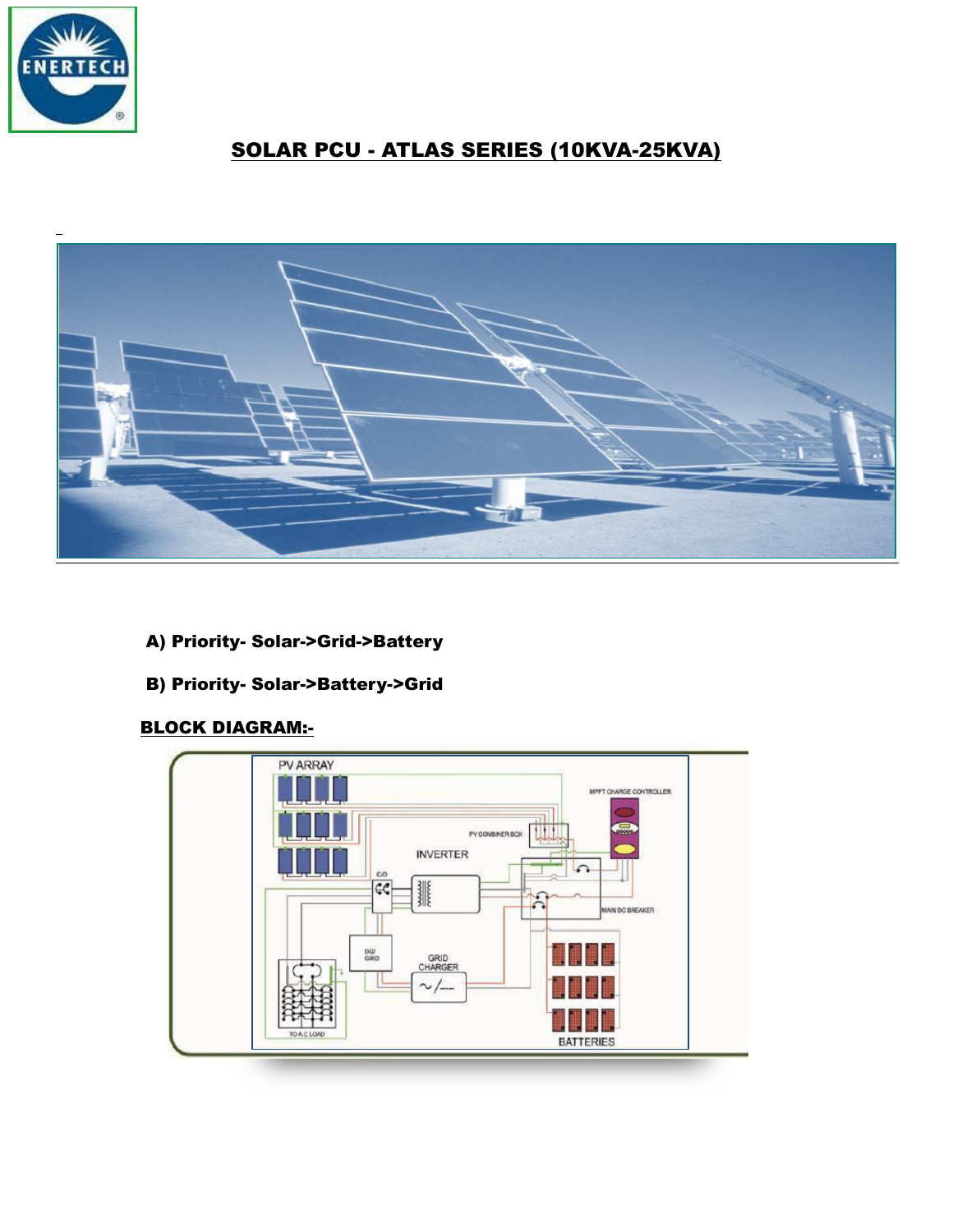# SOLAR PCU - ATLAS SERIES (10KVA-25KVA)

**A) Priority- Solar->Grid->Battery**

**B) Priority- Solar->Battery->Grid**

## BLOCK DIAGRAM:-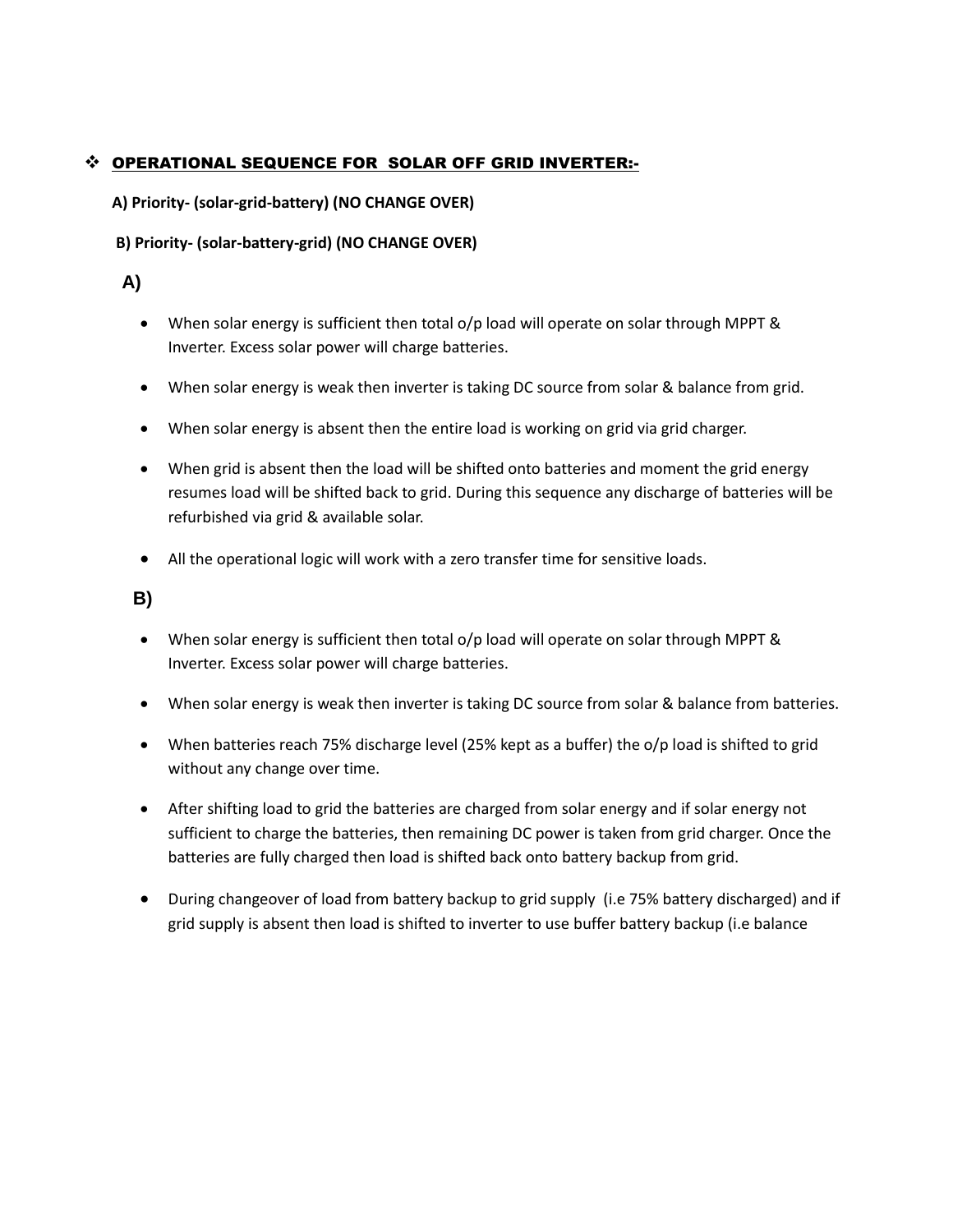## ❖ OPERATIONAL SEQUENCE FOR SOLAR OFF GRID INVERTER:-

**A) Priority- (solar-grid-battery) (NO CHANGE OVER)**

**B) Priority- (solar-battery-grid) (NO CHANGE OVER)**

### A)

- When solar energy is sufficient then total o/p load will operate on solar through MPPT & Inverter. Excess solar power will charge batteries.
- When solar energy is weak then inverter is taking DC source from solar & balance from grid.
- When solar energy is absent then the entire load is working on grid via grid charger.
- When grid is absent then the load will be shifted onto batteries and moment the grid energy resumes load will be shifted back to grid. During this sequence any discharge of batteries will be refurbished via grid & available solar.
- All the operational logic will work with a zero transfer time for sensitive loads.

### B)

- When solar energy is sufficient then total o/p load will operate on solar through MPPT & Inverter. Excess solar power will charge batteries.
- When solar energy is weak then inverter is taking DC source from solar & balance from batteries.
- When batteries reach 75% discharge level (25% kept as a buffer) the o/p load is shifted to grid without any change over time.
- After shifting load to grid the batteries are charged from solar energy and if solar energy not sufficient to charge the batteries, then remaining DC power is taken from grid charger. Once the batteries are fully charged then load is shifted back onto battery backup from grid.
- During changeover of load from battery backup to grid supply (i.e 75% battery discharged) and if grid supply is absent then load is shifted to inverter to use buffer battery backup (i.e balance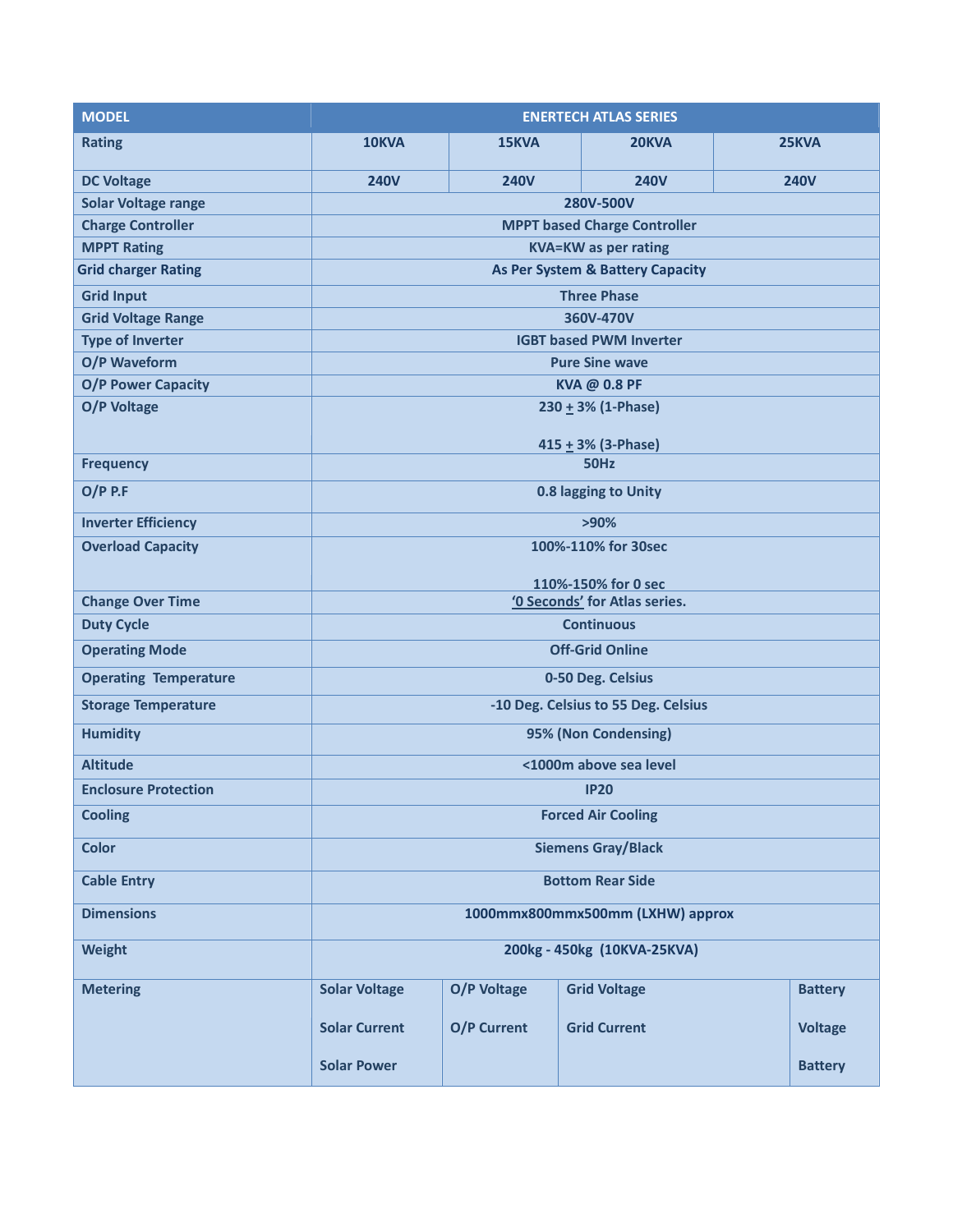| MODEL | ENERTECH ATLAS SERIES | | | |
|---|---|---|---|---|
| Rating | 10KVA | 15KVA | 20KVA | 25KVA |
| DC Voltage | 240V | 240V | 240V | 240V |
| Solar Voltage range | 280V-500V | | | |
| Charge Controller | MPPT based Charge Controller | | | |
| MPPT Rating | KVA=KW as per rating | | | |
| Grid charger Rating | As Per System & Battery Capacity | | | |
| Grid Input | Three Phase | | | |
| Grid Voltage Range | 360V-470V | | | |
| Type of Inverter | IGBT based PWM Inverter | | | |
| O/P Waveform | Pure Sine wave | | | |
| O/P Power Capacity | KVA @ 0.8 PF | | | |
| O/P Voltage | 230 $\pm$ 3% (1-Phase)<br><br>415 $\pm$ 3% (3-Phase) | | | |
| Frequency | 50Hz | | | |
| O/P P.F | 0.8 lagging to Unity | | | |
| Inverter Efficiency | >90% | | | |
| Overload Capacity | 100%-110% for 30sec<br><br>110%-150% for 0 sec | | | |
| Change Over Time | '0 Seconds' for Atlas series. | | | |
| Duty Cycle | Continuous | | | |
| Operating Mode | Off-Grid Online | | | |
| Operating Temperature | 0-50 Deg. Celsius | | | |
| Storage Temperature | -10 Deg. Celsius to 55 Deg. Celsius | | | |
| Humidity | 95% (Non Condensing) | | | |
| Altitude | <1000m above sea level | | | |
| Enclosure Protection | IP20 | | | |
| Cooling | Forced Air Cooling | | | |
| Color | Siemens Gray/Black | | | |
| Cable Entry | Bottom Rear Side | | | |
| Dimensions | 1000mmx800mmx500mm (LXHW) approx | | | |
| Weight | 200kg - 450kg (10KVA-25KVA) | | | |
| Metering | Solar Voltage<br><br>Solar Current<br><br>Solar Power | O/P Voltage<br><br>O/P Current | Grid Voltage<br><br>Grid Current | Battery<br><br>Voltage<br><br>Battery |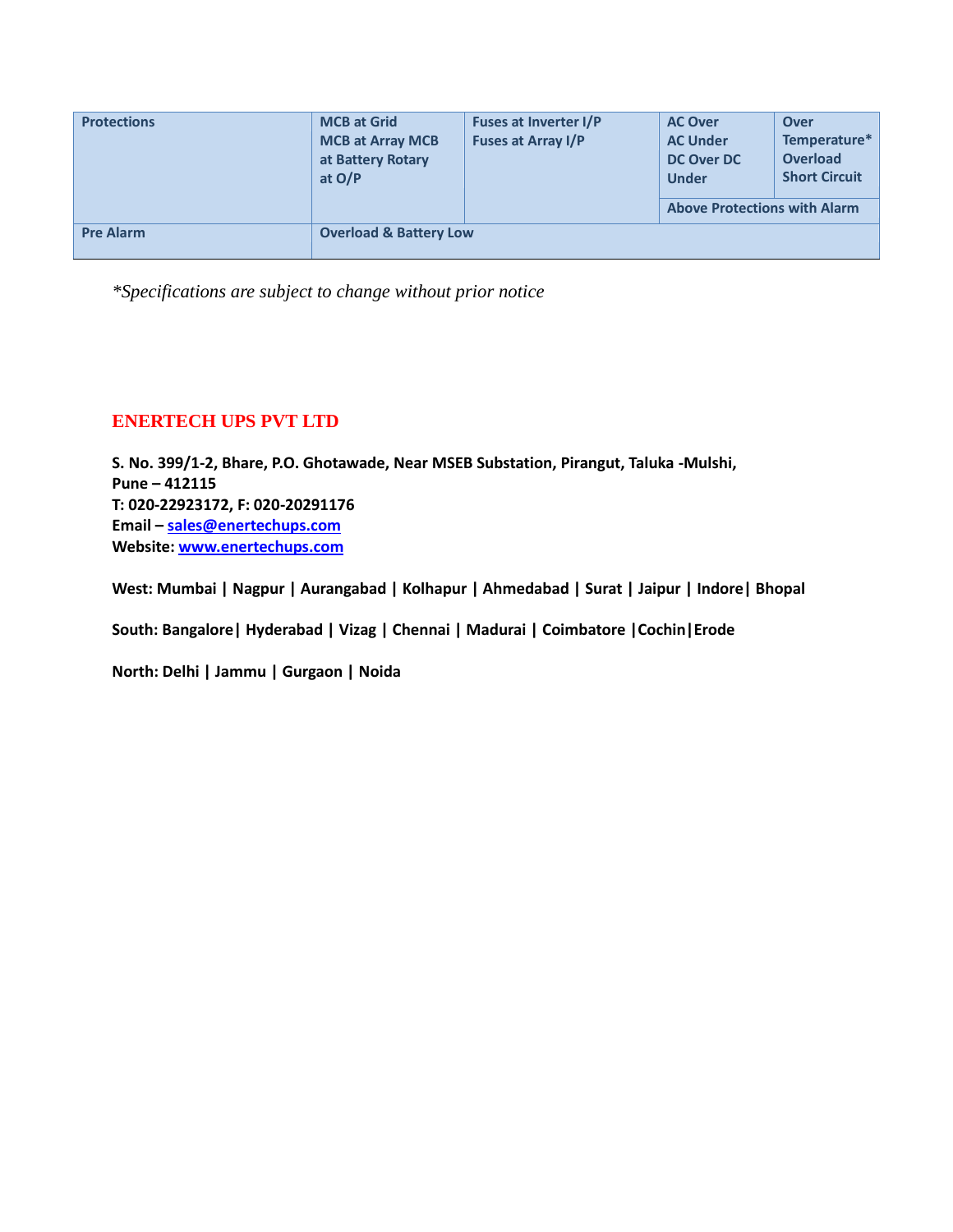| | | | | |
|---|---|---|---|---|
| Protections | MCB at Grid<br>MCB at Array MCB at Battery Rotary at O/P | Fuses at Inverter I/P<br>Fuses at Array I/P | AC Over<br>AC Under<br>DC Over DC Under | Over Temperature*<br>Overload<br>Short Circuit |
| | | | Above Protections with Alarm | |
| Pre Alarm | Overload & Battery Low | | | |

*Specifications are subject to change without prior notice*

## ENERTECH UPS PVT LTD

**S. No. 399/1-2, Bhare, P.O. Ghotawade, Near MSEB Substation, Pirangut, Taluka -Mulshi, Pune – 412115**
**T: 020-22923172, F: 020-20291176**
**Email – sales@enertechups.com**
**Website: www.enertechups.com**

**West: Mumbai | Nagpur | Aurangabad | Kolhapur | Ahmedabad | Surat | Jaipur | Indore| Bhopal**

**South: Bangalore| Hyderabad | Vizag | Chennai | Madurai | Coimbatore |Cochin|Erode**

**North: Delhi | Jammu | Gurgaon | Noida**